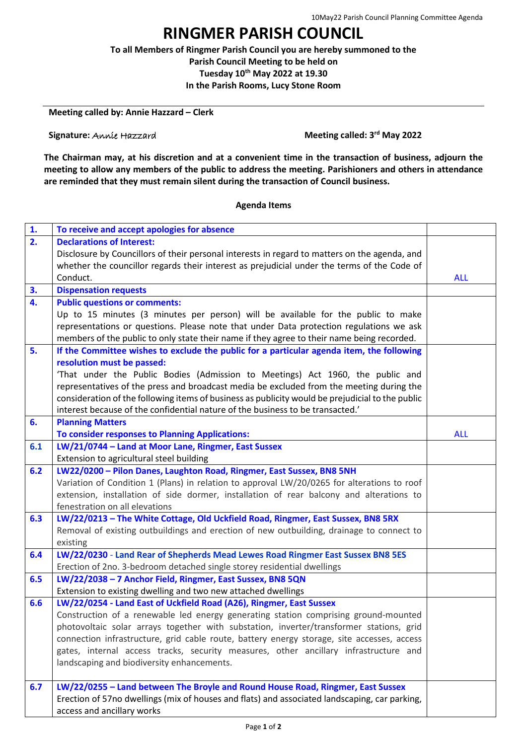# RINGMER PARISH COUNCIL

**To all Members of Ringmer Parish Council you are hereby summoned to the Parish Council Meeting to be held on Tuesday 10th May 2022 at 19.30 In the Parish Rooms, Lucy Stone Room**

**Meeting called by: Annie Hazzard – Clerk**

**Signature:** *Annie Hazzard* **Meeting called: 3rd May 2022**

**The Chairman may, at his discretion and at a convenient time in the transaction of business, adjourn the meeting to allow any members of the public to address the meeting. Parishioners and others in attendance are reminded that they must remain silent during the transaction of Council business.**

**Agenda Items**

| | | |
|---|---|---|
| **1.** | **To receive and accept apologies for absence** | |
| **2.** | **Declarations of Interest:**<br>Disclosure by Councillors of their personal interests in regard to matters on the agenda, and whether the councillor regards their interest as prejudicial under the terms of the Code of Conduct. | ALL |
| **3.** | **Dispensation requests** | |
| **4.** | **Public questions or comments:**<br>Up to 15 minutes (3 minutes per person) will be available for the public to make representations or questions. Please note that under Data protection regulations we ask members of the public to only state their name if they agree to their name being recorded. | |
| **5.** | **If the Committee wishes to exclude the public for a particular agenda item, the following resolution must be passed:**<br>'That under the Public Bodies (Admission to Meetings) Act 1960, the public and representatives of the press and broadcast media be excluded from the meeting during the consideration of the following items of business as publicity would be prejudicial to the public interest because of the confidential nature of the business to be transacted.' | |
| **6.** | **Planning Matters**<br>**To consider responses to Planning Applications:** | ALL |
| **6.1** | **LW/21/0744 – Land at Moor Lane, Ringmer, East Sussex**<br>Extension to agricultural steel building | |
| **6.2** | **LW22/0200 – Pilon Danes, Laughton Road, Ringmer, East Sussex, BN8 5NH**<br>Variation of Condition 1 (Plans) in relation to approval LW/20/0265 for alterations to roof extension, installation of side dormer, installation of rear balcony and alterations to fenestration on all elevations | |
| **6.3** | **LW/22/0213 – The White Cottage, Old Uckfield Road, Ringmer, East Sussex, BN8 5RX**<br>Removal of existing outbuildings and erection of new outbuilding, drainage to connect to existing | |
| **6.4** | **LW/22/0230 - Land Rear of Shepherds Mead Lewes Road Ringmer East Sussex BN8 5ES**<br>Erection of 2no. 3-bedroom detached single storey residential dwellings | |
| **6.5** | **LW/22/2038 – 7 Anchor Field, Ringmer, East Sussex, BN8 5QN**<br>Extension to existing dwelling and two new attached dwellings | |
| **6.6** | **LW/22/0254 - Land East of Uckfield Road (A26), Ringmer, East Sussex**<br>Construction of a renewable led energy generating station comprising ground-mounted photovoltaic solar arrays together with substation, inverter/transformer stations, grid connection infrastructure, grid cable route, battery energy storage, site accesses, access gates, internal access tracks, security measures, other ancillary infrastructure and landscaping and biodiversity enhancements. | |
| **6.7** | **LW/22/0255 – Land between The Broyle and Round House Road, Ringmer, East Sussex**<br>Erection of 57no dwellings (mix of houses and flats) and associated landscaping, car parking, access and ancillary works | |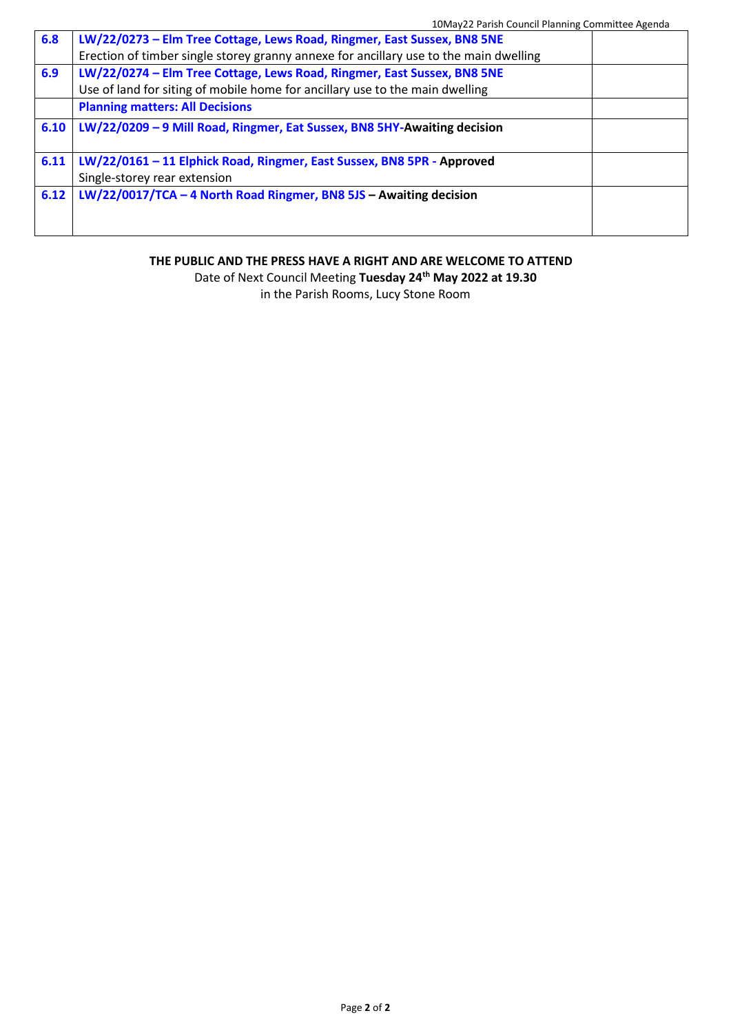| | | |
|---|---|---|
| **6.8** | **LW/22/0273 – Elm Tree Cottage, Lews Road, Ringmer, East Sussex, BN8 5NE**<br>Erection of timber single storey granny annexe for ancillary use to the main dwelling | |
| **6.9** | **LW/22/0274 – Elm Tree Cottage, Lews Road, Ringmer, East Sussex, BN8 5NE**<br>Use of land for siting of mobile home for ancillary use to the main dwelling | |
| | **Planning matters: All Decisions** | |
| **6.10** | **LW/22/0209 – 9 Mill Road, Ringmer, Eat Sussex, BN8 5HY-Awaiting decision** | |
| **6.11** | **LW/22/0161 – 11 Elphick Road, Ringmer, East Sussex, BN8 5PR - Approved**<br>Single-storey rear extension | |
| **6.12** | **LW/22/0017/TCA – 4 North Road Ringmer, BN8 5JS – Awaiting decision** | |

**THE PUBLIC AND THE PRESS HAVE A RIGHT AND ARE WELCOME TO ATTEND**

Date of Next Council Meeting **Tuesday 24th May 2022 at 19.30**

in the Parish Rooms, Lucy Stone Room